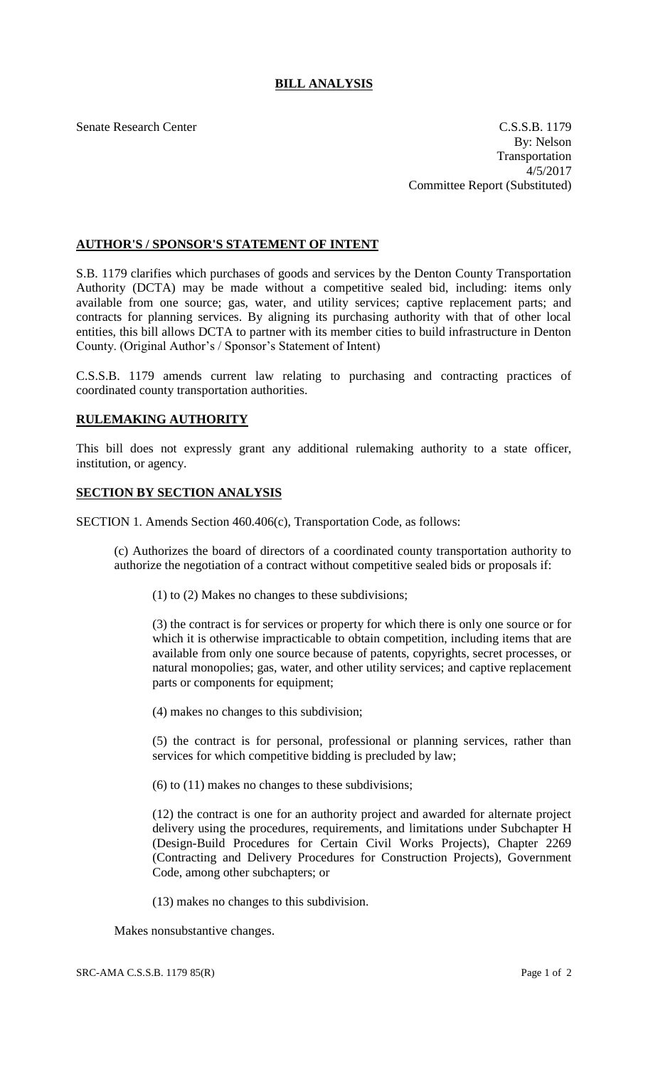# BILL ANALYSIS

Senate Research Center

C.S.S.B. 1179
By: Nelson
Transportation
4/5/2017
Committee Report (Substituted)

## AUTHOR'S / SPONSOR'S STATEMENT OF INTENT

S.B. 1179 clarifies which purchases of goods and services by the Denton County Transportation Authority (DCTA) may be made without a competitive sealed bid, including: items only available from one source; gas, water, and utility services; captive replacement parts; and contracts for planning services. By aligning its purchasing authority with that of other local entities, this bill allows DCTA to partner with its member cities to build infrastructure in Denton County. (Original Author's / Sponsor's Statement of Intent)

C.S.S.B. 1179 amends current law relating to purchasing and contracting practices of coordinated county transportation authorities.

## RULEMAKING AUTHORITY

This bill does not expressly grant any additional rulemaking authority to a state officer, institution, or agency.

## SECTION BY SECTION ANALYSIS

SECTION 1. Amends Section 460.406(c), Transportation Code, as follows:

(c) Authorizes the board of directors of a coordinated county transportation authority to authorize the negotiation of a contract without competitive sealed bids or proposals if:

(1) to (2) Makes no changes to these subdivisions;

(3) the contract is for services or property for which there is only one source or for which it is otherwise impracticable to obtain competition, including items that are available from only one source because of patents, copyrights, secret processes, or natural monopolies; gas, water, and other utility services; and captive replacement parts or components for equipment;

(4) makes no changes to this subdivision;

(5) the contract is for personal, professional or planning services, rather than services for which competitive bidding is precluded by law;

(6) to (11) makes no changes to these subdivisions;

(12) the contract is one for an authority project and awarded for alternate project delivery using the procedures, requirements, and limitations under Subchapter H (Design-Build Procedures for Certain Civil Works Projects), Chapter 2269 (Contracting and Delivery Procedures for Construction Projects), Government Code, among other subchapters; or

(13) makes no changes to this subdivision.

Makes nonsubstantive changes.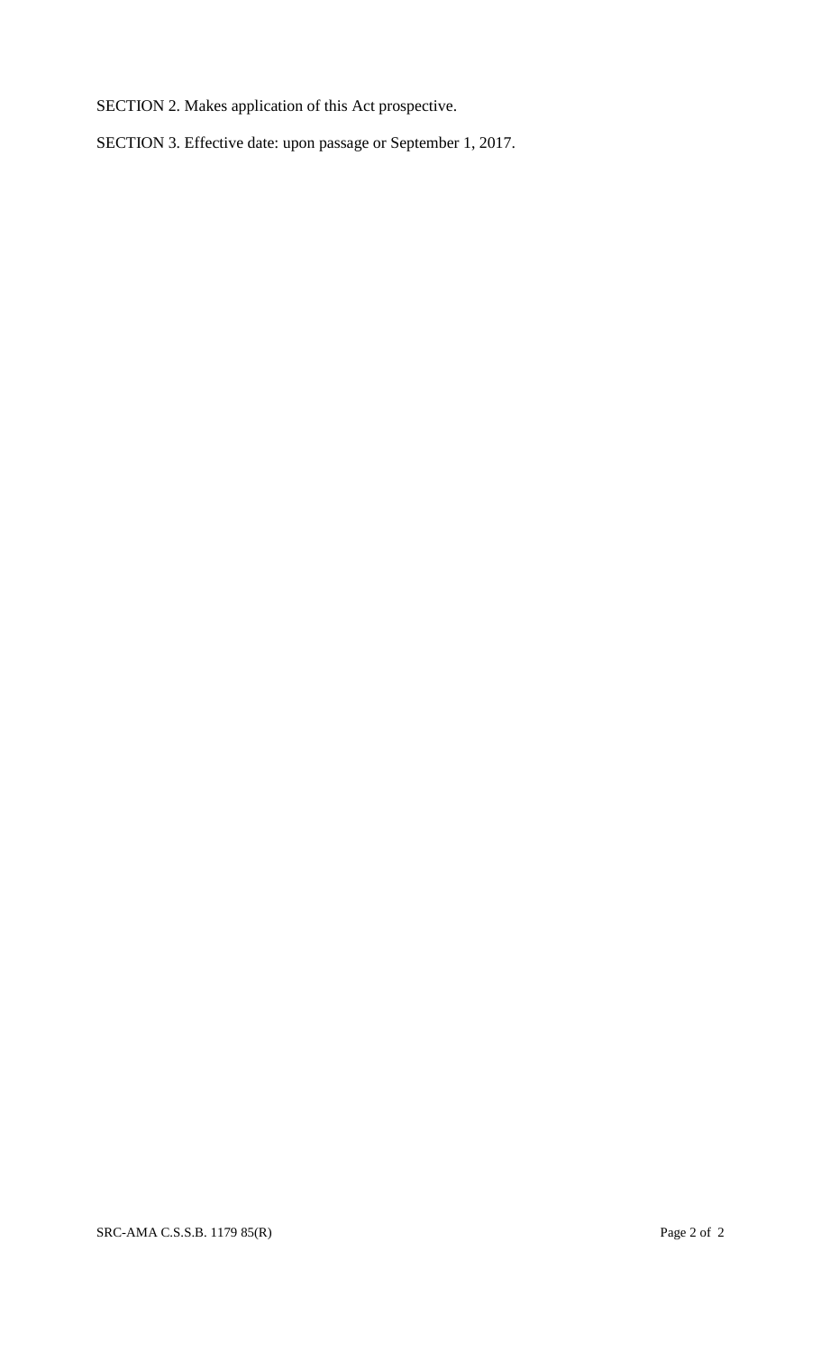SECTION 2. Makes application of this Act prospective.

SECTION 3. Effective date: upon passage or September 1, 2017.